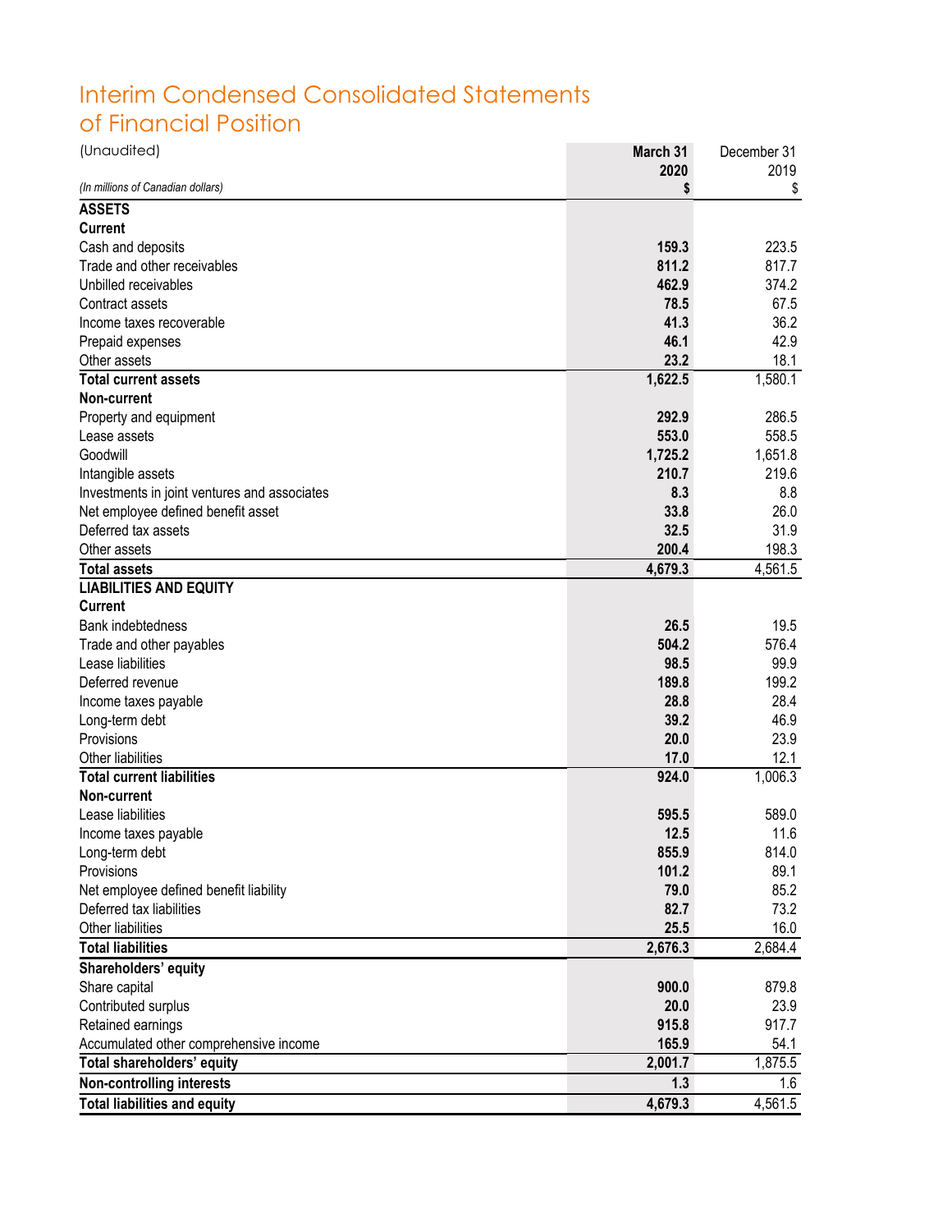# Interim Condensed Consolidated Statements of Financial Position

(Unaudited)

| *(In millions of Canadian dollars)* | **March 31 2020 $** | December 31 2019 $ |
|---|---|---|
| **ASSETS** | | |
| **Current** | | |
| Cash and deposits | **159.3** | 223.5 |
| Trade and other receivables | **811.2** | 817.7 |
| Unbilled receivables | **462.9** | 374.2 |
| Contract assets | **78.5** | 67.5 |
| Income taxes recoverable | **41.3** | 36.2 |
| Prepaid expenses | **46.1** | 42.9 |
| Other assets | **23.2** | 18.1 |
| **Total current assets** | **1,622.5** | 1,580.1 |
| **Non-current** | | |
| Property and equipment | **292.9** | 286.5 |
| Lease assets | **553.0** | 558.5 |
| Goodwill | **1,725.2** | 1,651.8 |
| Intangible assets | **210.7** | 219.6 |
| Investments in joint ventures and associates | **8.3** | 8.8 |
| Net employee defined benefit asset | **33.8** | 26.0 |
| Deferred tax assets | **32.5** | 31.9 |
| Other assets | **200.4** | 198.3 |
| **Total assets** | **4,679.3** | 4,561.5 |
| **LIABILITIES AND EQUITY** | | |
| **Current** | | |
| Bank indebtedness | **26.5** | 19.5 |
| Trade and other payables | **504.2** | 576.4 |
| Lease liabilities | **98.5** | 99.9 |
| Deferred revenue | **189.8** | 199.2 |
| Income taxes payable | **28.8** | 28.4 |
| Long-term debt | **39.2** | 46.9 |
| Provisions | **20.0** | 23.9 |
| Other liabilities | **17.0** | 12.1 |
| **Total current liabilities** | **924.0** | 1,006.3 |
| **Non-current** | | |
| Lease liabilities | **595.5** | 589.0 |
| Income taxes payable | **12.5** | 11.6 |
| Long-term debt | **855.9** | 814.0 |
| Provisions | **101.2** | 89.1 |
| Net employee defined benefit liability | **79.0** | 85.2 |
| Deferred tax liabilities | **82.7** | 73.2 |
| Other liabilities | **25.5** | 16.0 |
| **Total liabilities** | **2,676.3** | 2,684.4 |
| **Shareholders' equity** | | |
| Share capital | **900.0** | 879.8 |
| Contributed surplus | **20.0** | 23.9 |
| Retained earnings | **915.8** | 917.7 |
| Accumulated other comprehensive income | **165.9** | 54.1 |
| **Total shareholders' equity** | **2,001.7** | 1,875.5 |
| **Non-controlling interests** | **1.3** | 1.6 |
| **Total liabilities and equity** | **4,679.3** | 4,561.5 |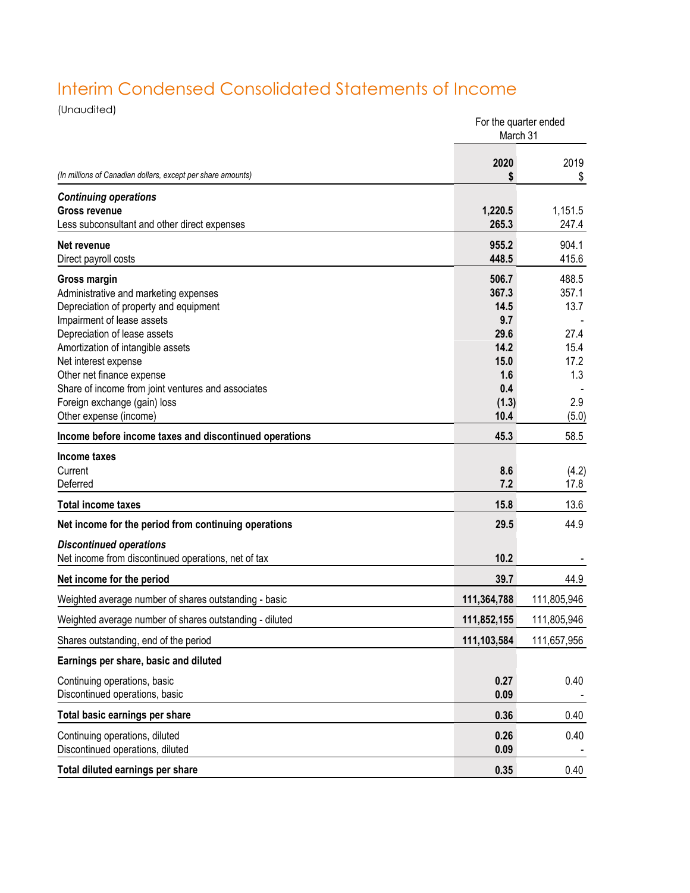# Interim Condensed Consolidated Statements of Income

(Unaudited)

| *(In millions of Canadian dollars, except per share amounts)* | For the quarter ended March 31 2020 $ | 2019 $ |
|---|---|---|
| ***Continuing operations*** | | |
| **Gross revenue** | **1,220.5** | 1,151.5 |
| Less subconsultant and other direct expenses | **265.3** | 247.4 |
| **Net revenue** | **955.2** | 904.1 |
| Direct payroll costs | **448.5** | 415.6 |
| **Gross margin** | **506.7** | 488.5 |
| Administrative and marketing expenses | **367.3** | 357.1 |
| Depreciation of property and equipment | **14.5** | 13.7 |
| Impairment of lease assets | **9.7** | - |
| Depreciation of lease assets | **29.6** | 27.4 |
| Amortization of intangible assets | **14.2** | 15.4 |
| Net interest expense | **15.0** | 17.2 |
| Other net finance expense | **1.6** | 1.3 |
| Share of income from joint ventures and associates | **0.4** | - |
| Foreign exchange (gain) loss | **(1.3)** | 2.9 |
| Other expense (income) | **10.4** | (5.0) |
| **Income before income taxes and discontinued operations** | **45.3** | 58.5 |
| **Income taxes** | | |
| Current | **8.6** | (4.2) |
| Deferred | **7.2** | 17.8 |
| **Total income taxes** | **15.8** | 13.6 |
| **Net income for the period from continuing operations** | **29.5** | 44.9 |
| ***Discontinued operations*** | | |
| Net income from discontinued operations, net of tax | **10.2** | - |
| **Net income for the period** | **39.7** | 44.9 |
| Weighted average number of shares outstanding - basic | **111,364,788** | 111,805,946 |
| Weighted average number of shares outstanding - diluted | **111,852,155** | 111,805,946 |
| Shares outstanding, end of the period | **111,103,584** | 111,657,956 |
| **Earnings per share, basic and diluted** | | |
| Continuing operations, basic | **0.27** | 0.40 |
| Discontinued operations, basic | **0.09** | - |
| **Total basic earnings per share** | **0.36** | 0.40 |
| Continuing operations, diluted | **0.26** | 0.40 |
| Discontinued operations, diluted | **0.09** | - |
| **Total diluted earnings per share** | **0.35** | 0.40 |